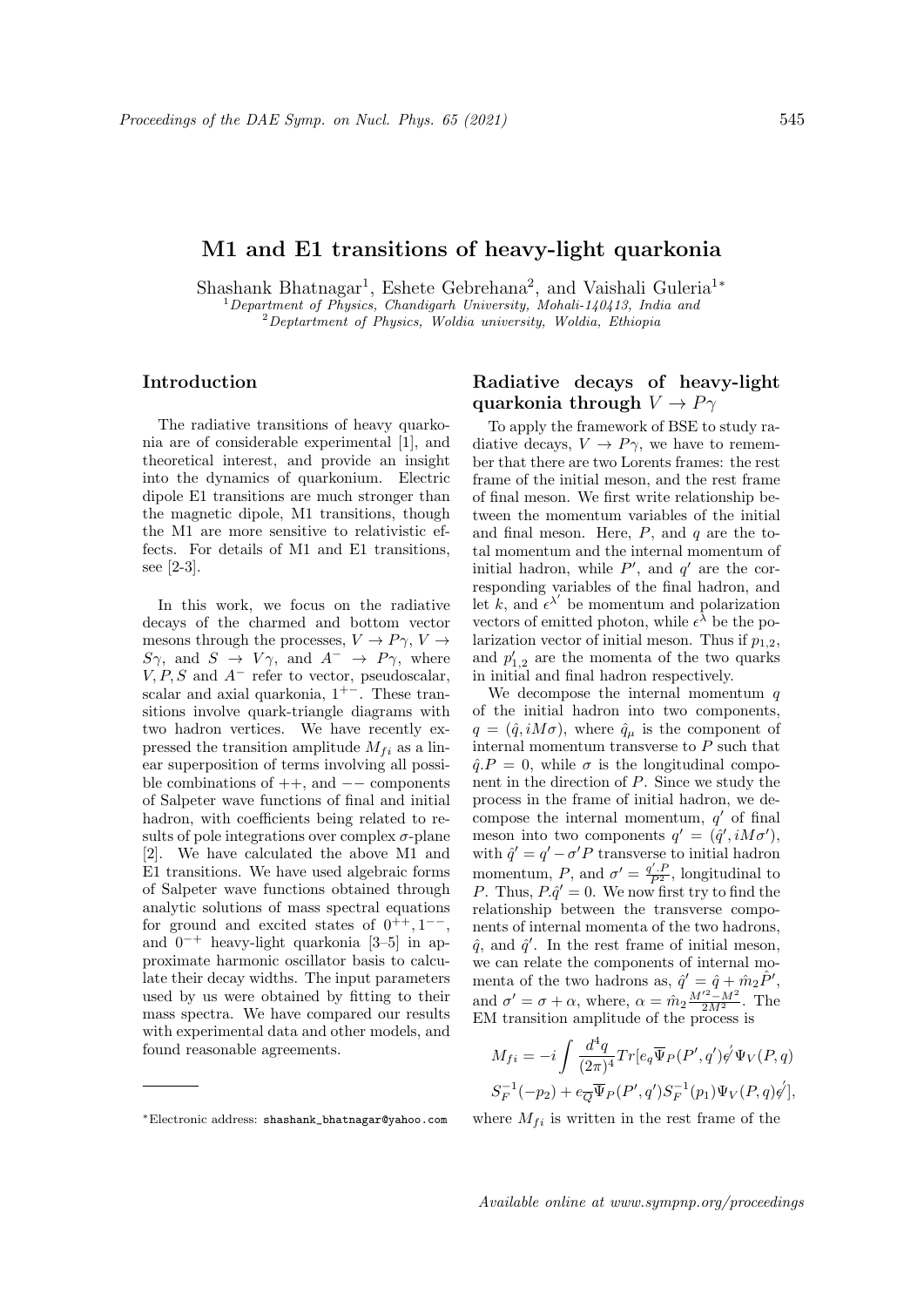# M1 and E1 transitions of heavy-light quarkonia

Shashank Bhatnagar[1], Eshete Gebrehana[2], and Vaishali Guleria[1*]

[1] *Department of Physics, Chandigarh University, Mohali-140413, India and*
[2] *Deptartment of Physics, Woldia university, Woldia, Ethiopia*

## Introduction

The radiative transitions of heavy quarkonia are of considerable experimental [1], and theoretical interest, and provide an insight into the dynamics of quarkonium. Electric dipole E1 transitions are much stronger than the magnetic dipole, M1 transitions, though the M1 are more sensitive to relativistic effects. For details of M1 and E1 transitions, see [2-3].

In this work, we focus on the radiative decays of the charmed and bottom vector mesons through the processes, $V \rightarrow P\gamma$, $V \rightarrow S\gamma$, and $S \rightarrow V\gamma$, and $A^- \rightarrow P\gamma$, where $V, P, S$ and $A^-$ refer to vector, pseudoscalar, scalar and axial quarkonia, $1^{+-}$. These transitions involve quark-triangle diagrams with two hadron vertices. We have recently expressed the transition amplitude $M_{fi}$ as a linear superposition of terms involving all possible combinations of $++$, and $--$ components of Salpeter wave functions of final and initial hadron, with coefficients being related to results of pole integrations over complex $\sigma$-plane [2]. We have calculated the above M1 and E1 transitions. We have used algebraic forms of Salpeter wave functions obtained through analytic solutions of mass spectral equations for ground and excited states of $0^{++}, 1^{--}$, and $0^{-+}$ heavy-light quarkonia [3–5] in approximate harmonic oscillator basis to calculate their decay widths. The input parameters used by us were obtained by fitting to their mass spectra. We have compared our results with experimental data and other models, and found reasonable agreements.

## Radiative decays of heavy-light quarkonia through $V \rightarrow P\gamma$

To apply the framework of BSE to study radiative decays, $V \rightarrow P\gamma$, we have to remember that there are two Lorents frames: the rest frame of the initial meson, and the rest frame of final meson. We first write relationship between the momentum variables of the initial and final meson. Here, $P$, and $q$ are the total momentum and the internal momentum of initial hadron, while $P'$, and $q'$ are the corresponding variables of the final hadron, and let $k$, and $\epsilon^{\lambda'}$ be momentum and polarization vectors of emitted photon, while $\epsilon^{\lambda}$ be the polarization vector of initial meson. Thus if $p_{1,2}$, and $p'_{1,2}$ are the momenta of the two quarks in initial and final hadron respectively.

We decompose the internal momentum $q$ of the initial hadron into two components, $q = (\hat{q}, iM\sigma)$, where $\hat{q}_\mu$ is the component of internal momentum transverse to $P$ such that $\hat{q}.P = 0$, while $\sigma$ is the longitudinal component in the direction of $P$. Since we study the process in the frame of initial hadron, we decompose the internal momentum, $q'$ of final meson into two components $q' = (\hat{q}', iM\sigma')$, with $\hat{q}' = q' - \sigma' P$ transverse to initial hadron momentum, $P$, and $\sigma' = \frac{q'.P}{P^2}$, longitudinal to $P$. Thus, $P.\hat{q}' = 0$. We now first try to find the relationship between the transverse components of internal momenta of the two hadrons, $\hat{q}$, and $\hat{q}'$. In the rest frame of initial meson, we can relate the components of internal momenta of the two hadrons as, $\hat{q}' = \hat{q} + \hat{m}_2 \hat{P}'$, and $\sigma' = \sigma + \alpha$, where, $\alpha = \hat{m}_2 \frac{M'^2 - M^2}{2M^2}$. The EM transition amplitude of the process is

$$M_{fi} = -i \int \frac{d^4q}{(2\pi)^4} Tr[e_q \overline{\Psi}_P(P', q') \not{\epsilon}' \Psi_V(P, q)$$
$$S_F^{-1}(-p_2) + e_{\overline{Q}} \overline{\Psi}_P(P', q') S_F^{-1}(p_1) \Psi_V(P, q) \not{\epsilon}'],$$

where $M_{fi}$ is written in the rest frame of the

---

*Electronic address: shashank_bhatnagar@yahoo.com

Available online at www.sympnp.org/proceedings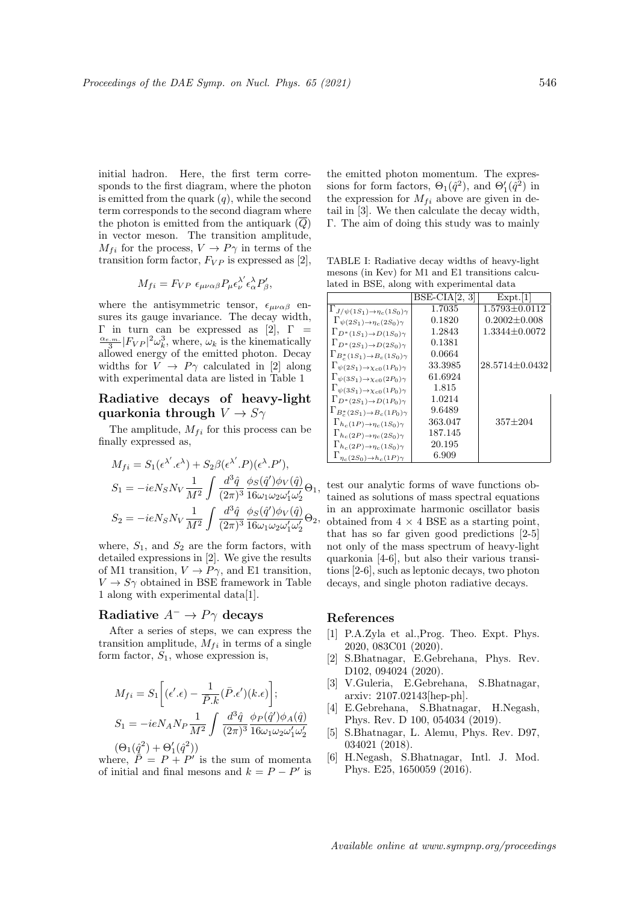initial hadron. Here, the first term corresponds to the first diagram, where the photon is emitted from the quark ($q$), while the second term corresponds to the second diagram where the photon is emitted from the antiquark ($\overline{Q}$) in vector meson. The transition amplitude, $M_{fi}$ for the process, $V \to P\gamma$ in terms of the transition form factor, $F_{VP}$ is expressed as [2],

$$M_{fi} = F_{VP}\ \epsilon_{\mu\nu\alpha\beta} P_\mu \epsilon^{\lambda'}_\nu \epsilon^\lambda_\alpha P'_\beta,$$

where the antisymmetric tensor, $\epsilon_{\mu\nu\alpha\beta}$ ensures its gauge invariance. The decay width, $\Gamma$ in turn can be expressed as [2], $\Gamma = \frac{\alpha_{e.m.}}{3}|F_{VP}|^2\omega_k^3$, where, $\omega_k$ is the kinematically allowed energy of the emitted photon. Decay widths for $V \to P\gamma$ calculated in [2] along with experimental data are listed in Table 1

## Radiative decays of heavy-light quarkonia through $V \to S\gamma$

The amplitude, $M_{fi}$ for this process can be finally expressed as,

$$M_{fi} = S_1(\epsilon^{\lambda'}.\epsilon^{\lambda}) + S_2\beta(\epsilon^{\lambda'}.P)(\epsilon^{\lambda}.P'),$$

$$S_1 = -ieN_S N_V \frac{1}{M^2}\int \frac{d^3\hat{q}}{(2\pi)^3}\frac{\phi_S(\hat{q}')\phi_V(\hat{q})}{16\omega_1\omega_2\omega'_1\omega'_2}\Theta_1,$$

$$S_2 = -ieN_S N_V \frac{1}{M^2}\int \frac{d^3\hat{q}}{(2\pi)^3}\frac{\phi_S(\hat{q}')\phi_V(\hat{q})}{16\omega_1\omega_2\omega'_1\omega'_2}\Theta_2,$$

where, $S_1$, and $S_2$ are the form factors, with detailed expressions in [2]. We give the results of M1 transition, $V \to P\gamma$, and E1 transition, $V \to S\gamma$ obtained in BSE framework in Table 1 along with experimental data[1].

## Radiative $A^- \to P\gamma$ decays

After a series of steps, we can express the transition amplitude, $M_{fi}$ in terms of a single form factor, $S_1$, whose expression is,

$$M_{fi} = S_1\bigg[(\epsilon'.\epsilon) - \frac{1}{\bar{P}.k}(\bar{P}.\epsilon')(k.\epsilon)\bigg];$$

$$S_1 = -ieN_A N_P \frac{1}{M^2}\int \frac{d^3\hat{q}}{(2\pi)^3}\frac{\phi_P(\hat{q}')\phi_A(\hat{q})}{16\omega_1\omega_2\omega'_1\omega'_2}(\Theta_1(\hat{q}^2) + \Theta'_1(\hat{q}^2))$$

where, $\bar{P} = P + P'$ is the sum of momenta of initial and final mesons and $k = P - P'$ is the emitted photon momentum. The expressions for form factors, $\Theta_1(\hat{q}^2)$, and $\Theta'_1(\hat{q}^2)$ in the expression for $M_{fi}$ above are given in detail in [3]. We then calculate the decay width, $\Gamma$. The aim of doing this study was to mainly test our analytic forms of wave functions obtained as solutions of mass spectral equations in an approximate harmonic oscillator basis obtained from $4 \times 4$ BSE as a starting point, that has so far given good predictions [2-5] not only of the mass spectrum of heavy-light quarkonia [4-6], but also their various transitions [2-6], such as leptonic decays, two photon decays, and single photon radiative decays.

TABLE I: Radiative decay widths of heavy-light mesons (in Kev) for M1 and E1 transitions calculated in BSE, along with experimental data

| | BSE-CIA[2, 3] | Expt.[1] |
|---|---|---|
| $\Gamma_{J/\psi(1S_1)\to\eta_c(1S_0)\gamma}$ | 1.7035 | 1.5793±0.0112 |
| $\Gamma_{\psi(2S_1)\to\eta_c(2S_0)\gamma}$ | 0.1820 | 0.2002±0.008 |
| $\Gamma_{D^*(1S_1)\to D(1S_0)\gamma}$ | 1.2843 | 1.3344±0.0072 |
| $\Gamma_{D^*(2S_1)\to D(2S_0)\gamma}$ | 0.1381 | |
| $\Gamma_{B_c^*(1S_1)\to B_c(1S_0)\gamma}$ | 0.0664 | |
| $\Gamma_{\psi(2S_1)\to\chi_{c0}(1P_0)\gamma}$ | 33.3985 | 28.5714±0.0432 |
| $\Gamma_{\psi(3S_1)\to\chi_{c0}(2P_0)\gamma}$ | 61.6924 | |
| $\Gamma_{\psi(3S_1)\to\chi_{c0}(1P_0)\gamma}$ | 1.815 | |
| $\Gamma_{D^*(2S_1)\to D(1P_0)\gamma}$ | 1.0214 | |
| $\Gamma_{B_c^*(2S_1)\to B_c(1P_0)\gamma}$ | 9.6489 | |
| $\Gamma_{h_c(1P)\to\eta_c(1S_0)\gamma}$ | 363.047 | 357±204 |
| $\Gamma_{h_c(2P)\to\eta_c(2S_0)\gamma}$ | 187.145 | |
| $\Gamma_{h_c(2P)\to\eta_c(1S_0)\gamma}$ | 20.195 | |
| $\Gamma_{\eta_c(2S_0)\to h_c(1P)\gamma}$ | 6.909 | |

## References

[1] P.A.Zyla et al.,Prog. Theo. Expt. Phys. 2020, 083C01 (2020).

[2] S.Bhatnagar, E.Gebrehana, Phys. Rev. D102, 094024 (2020).

[3] V.Guleria, E.Gebrehana, S.Bhatnagar, arxiv: 2107.02143[hep-ph].

[4] E.Gebrehana, S.Bhatnagar, H.Negash, Phys. Rev. D 100, 054034 (2019).

[5] S.Bhatnagar, L. Alemu, Phys. Rev. D97, 034021 (2018).

[6] H.Negash, S.Bhatnagar, Intl. J. Mod. Phys. E25, 1650059 (2016).